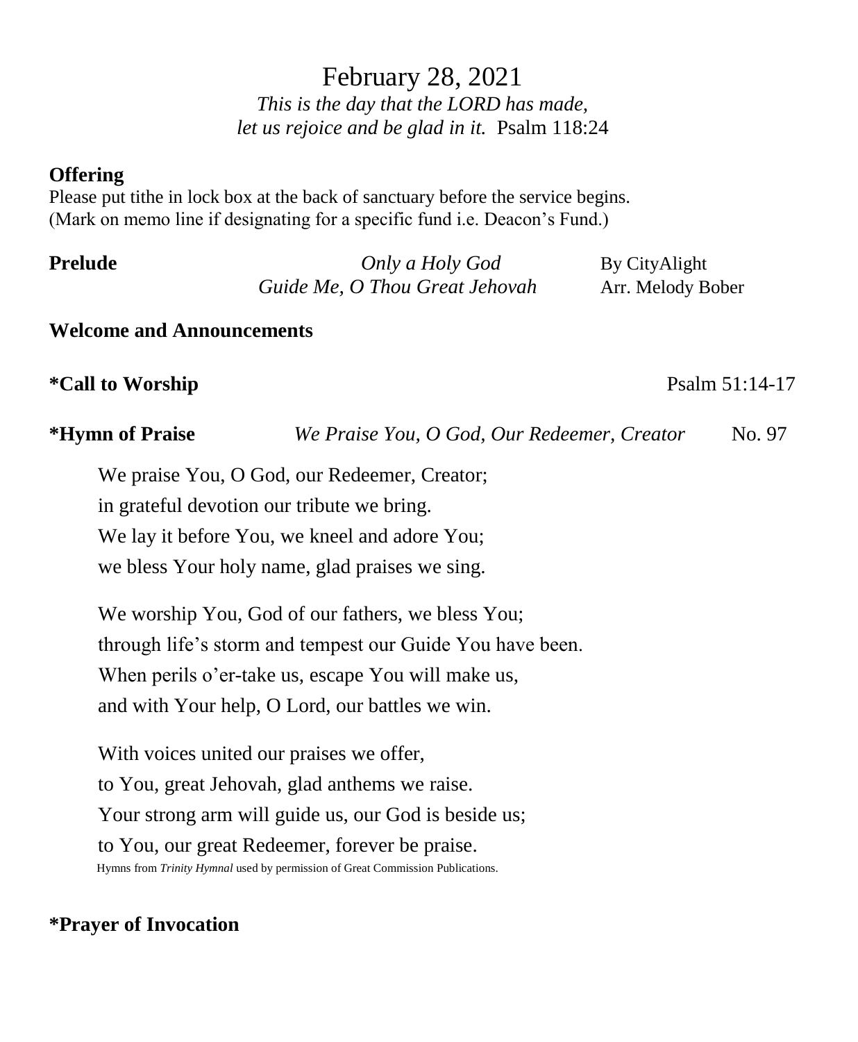# February 28, 2021

*This is the day that the LORD has made,*
*let us rejoice and be glad in it.* Psalm 118:24

**Offering**

Please put tithe in lock box at the back of sanctuary before the service begins.
(Mark on memo line if designating for a specific fund i.e. Deacon's Fund.)

**Prelude** *Only a Holy God* By CityAlight
*Guide Me, O Thou Great Jehovah* Arr. Melody Bober

**Welcome and Announcements**

**\*Call to Worship** Psalm 51:14-17

**\*Hymn of Praise** *We Praise You, O God, Our Redeemer, Creator* No. 97

We praise You, O God, our Redeemer, Creator;
in grateful devotion our tribute we bring.
We lay it before You, we kneel and adore You;
we bless Your holy name, glad praises we sing.

We worship You, God of our fathers, we bless You;
through life's storm and tempest our Guide You have been.
When perils o'er-take us, escape You will make us,
and with Your help, O Lord, our battles we win.

With voices united our praises we offer,
to You, great Jehovah, glad anthems we raise.
Your strong arm will guide us, our God is beside us;
to You, our great Redeemer, forever be praise.

Hymns from *Trinity Hymnal* used by permission of Great Commission Publications.

**\*Prayer of Invocation**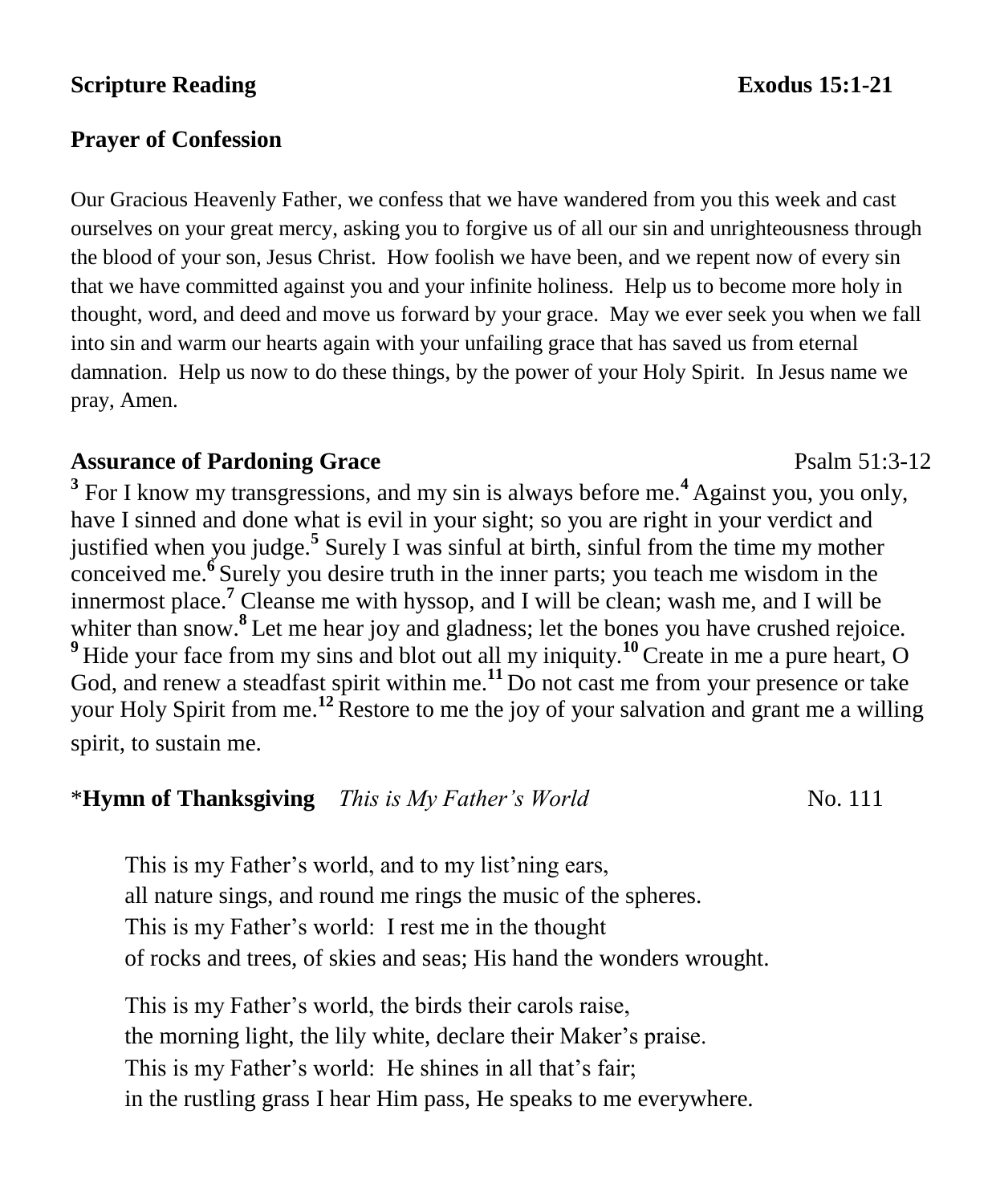**Scripture Reading** **Exodus 15:1-21**

**Prayer of Confession**

Our Gracious Heavenly Father, we confess that we have wandered from you this week and cast ourselves on your great mercy, asking you to forgive us of all our sin and unrighteousness through the blood of your son, Jesus Christ. How foolish we have been, and we repent now of every sin that we have committed against you and your infinite holiness. Help us to become more holy in thought, word, and deed and move us forward by your grace. May we ever seek you when we fall into sin and warm our hearts again with your unfailing grace that has saved us from eternal damnation. Help us now to do these things, by the power of your Holy Spirit. In Jesus name we pray, Amen.

**Assurance of Pardoning Grace** Psalm 51:3-12

**3** For I know my transgressions, and my sin is always before me. **4** Against you, you only, have I sinned and done what is evil in your sight; so you are right in your verdict and justified when you judge. **5** Surely I was sinful at birth, sinful from the time my mother conceived me. **6** Surely you desire truth in the inner parts; you teach me wisdom in the innermost place. **7** Cleanse me with hyssop, and I will be clean; wash me, and I will be whiter than snow. **8** Let me hear joy and gladness; let the bones you have crushed rejoice. **9** Hide your face from my sins and blot out all my iniquity. **10** Create in me a pure heart, O God, and renew a steadfast spirit within me. **11** Do not cast me from your presence or take your Holy Spirit from me. **12** Restore to me the joy of your salvation and grant me a willing spirit, to sustain me.

*__Hymn of Thanksgiving__ *This is My Father's World* No. 111

This is my Father's world, and to my list'ning ears,
all nature sings, and round me rings the music of the spheres.
This is my Father's world: I rest me in the thought
of rocks and trees, of skies and seas; His hand the wonders wrought.

This is my Father's world, the birds their carols raise,
the morning light, the lily white, declare their Maker's praise.
This is my Father's world: He shines in all that's fair;
in the rustling grass I hear Him pass, He speaks to me everywhere.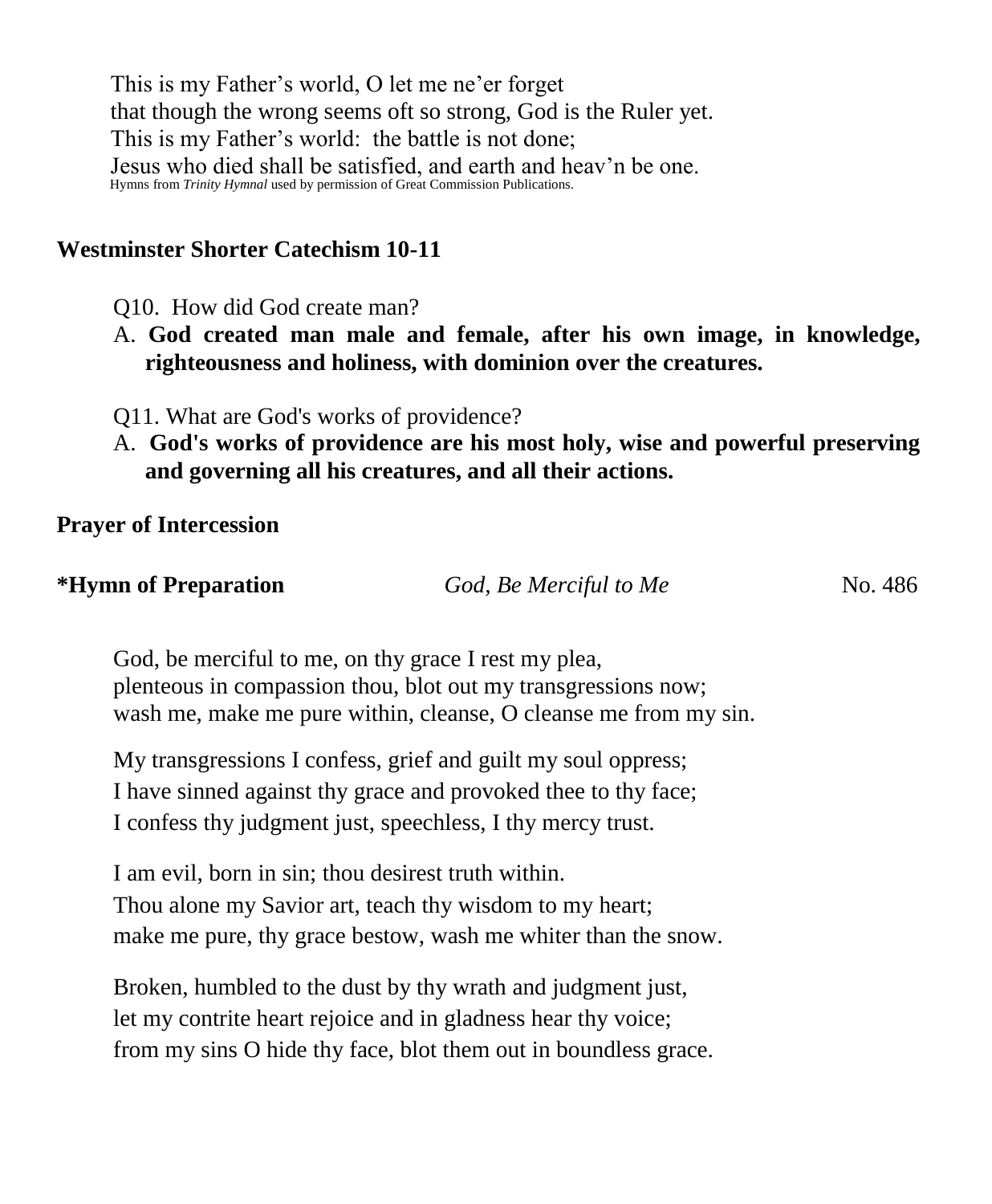This is my Father's world, O let me ne'er forget
that though the wrong seems oft so strong, God is the Ruler yet.
This is my Father's world: the battle is not done;
Jesus who died shall be satisfied, and earth and heav'n be one.

Hymns from *Trinity Hymnal* used by permission of Great Commission Publications.

**Westminster Shorter Catechism 10-11**

Q10. How did God create man?

A. **God created man male and female, after his own image, in knowledge, righteousness and holiness, with dominion over the creatures.**

Q11. What are God's works of providence?

A. **God's works of providence are his most holy, wise and powerful preserving and governing all his creatures, and all their actions.**

**Prayer of Intercession**

**\*Hymn of Preparation** *God, Be Merciful to Me* No. 486

God, be merciful to me, on thy grace I rest my plea,
plenteous in compassion thou, blot out my transgressions now;
wash me, make me pure within, cleanse, O cleanse me from my sin.

My transgressions I confess, grief and guilt my soul oppress;
I have sinned against thy grace and provoked thee to thy face;
I confess thy judgment just, speechless, I thy mercy trust.

I am evil, born in sin; thou desirest truth within.
Thou alone my Savior art, teach thy wisdom to my heart;
make me pure, thy grace bestow, wash me whiter than the snow.

Broken, humbled to the dust by thy wrath and judgment just,
let my contrite heart rejoice and in gladness hear thy voice;
from my sins O hide thy face, blot them out in boundless grace.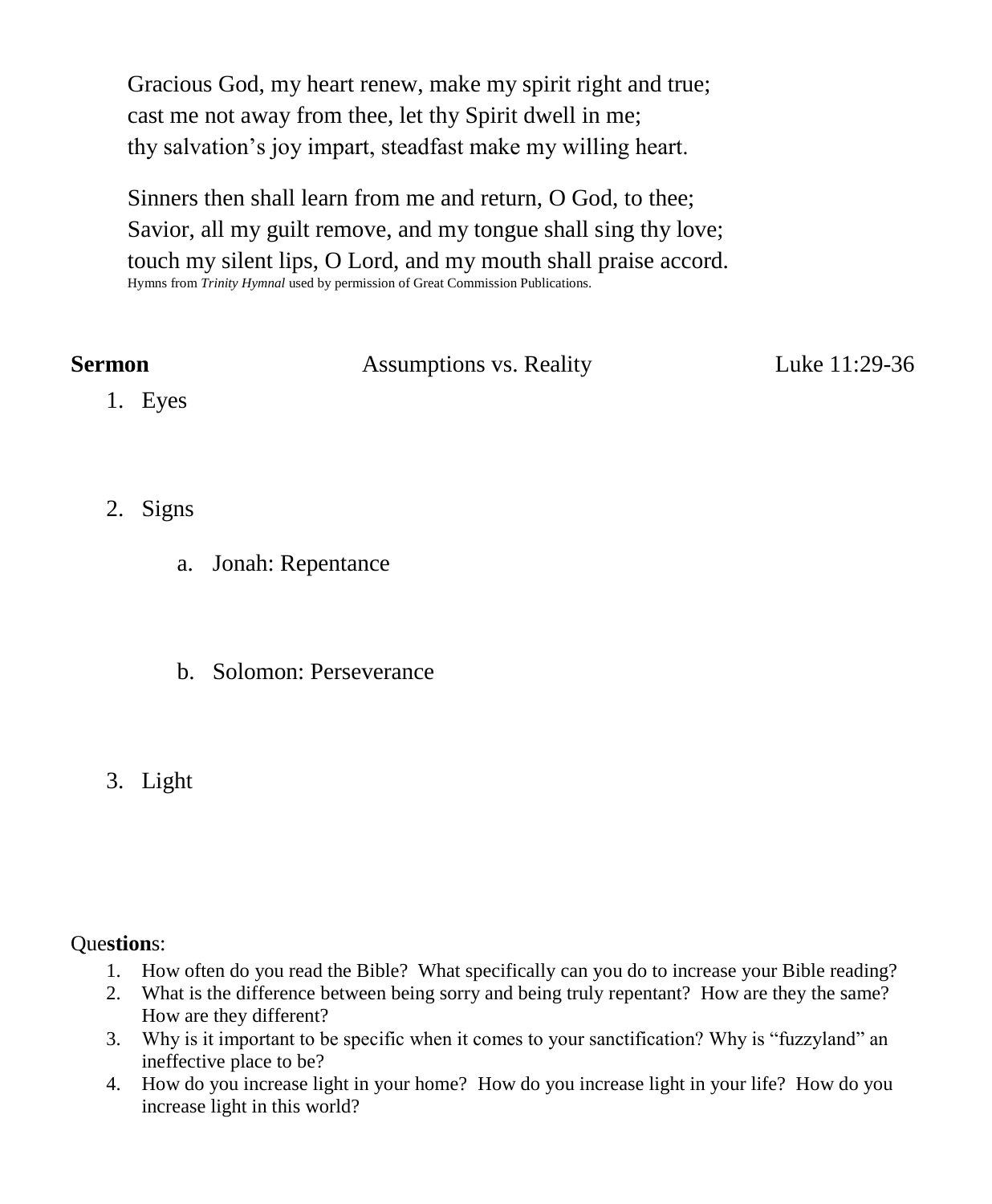Gracious God, my heart renew, make my spirit right and true;
cast me not away from thee, let thy Spirit dwell in me;
thy salvation's joy impart, steadfast make my willing heart.

Sinners then shall learn from me and return, O God, to thee;
Savior, all my guilt remove, and my tongue shall sing thy love;
touch my silent lips, O Lord, and my mouth shall praise accord.

Hymns from *Trinity Hymnal* used by permission of Great Commission Publications.

**Sermon** Assumptions vs. Reality Luke 11:29-36

1. Eyes

2. Signs

   a. Jonah: Repentance

   b. Solomon: Perseverance

3. Light

Que**stion**s:

1. How often do you read the Bible? What specifically can you do to increase your Bible reading?
2. What is the difference between being sorry and being truly repentant? How are they the same? How are they different?
3. Why is it important to be specific when it comes to your sanctification? Why is "fuzzyland" an ineffective place to be?
4. How do you increase light in your home? How do you increase light in your life? How do you increase light in this world?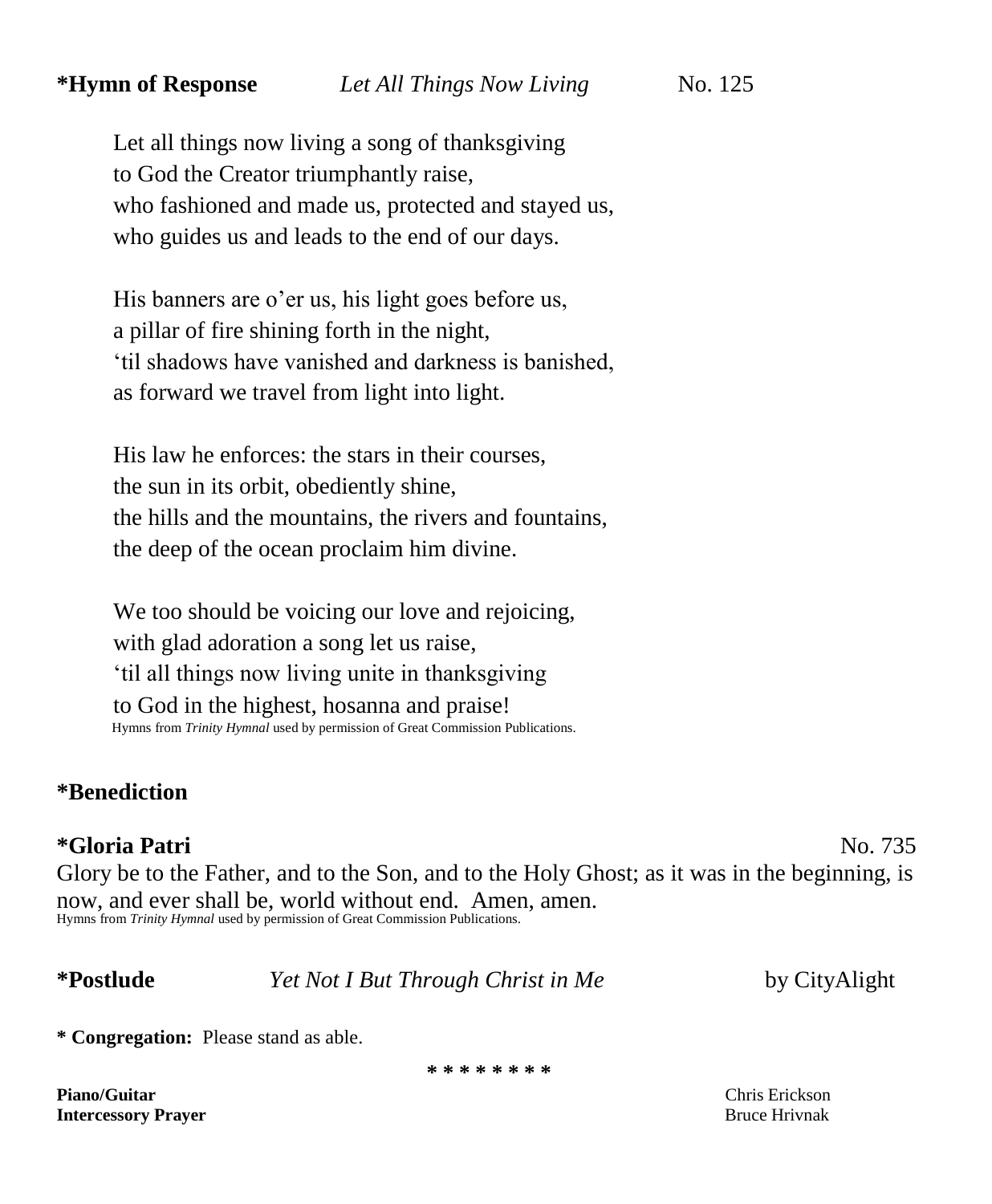**\*Hymn of Response** *Let All Things Now Living* No. 125

Let all things now living a song of thanksgiving
to God the Creator triumphantly raise,
who fashioned and made us, protected and stayed us,
who guides us and leads to the end of our days.

His banners are o'er us, his light goes before us,
a pillar of fire shining forth in the night,
'til shadows have vanished and darkness is banished,
as forward we travel from light into light.

His law he enforces: the stars in their courses,
the sun in its orbit, obediently shine,
the hills and the mountains, the rivers and fountains,
the deep of the ocean proclaim him divine.

We too should be voicing our love and rejoicing,
with glad adoration a song let us raise,
'til all things now living unite in thanksgiving
to God in the highest, hosanna and praise!

Hymns from *Trinity Hymnal* used by permission of Great Commission Publications.

**\*Benediction**

**\*Gloria Patri** No. 735

Glory be to the Father, and to the Son, and to the Holy Ghost; as it was in the beginning, is now, and ever shall be, world without end. Amen, amen.

Hymns from *Trinity Hymnal* used by permission of Great Commission Publications.

**\*Postlude** *Yet Not I But Through Christ in Me* by CityAlight

**\* Congregation:** Please stand as able.

\* \* \* \* \* \* \* \*

**Piano/Guitar** Chris Erickson
**Intercessory Prayer** Bruce Hrivnak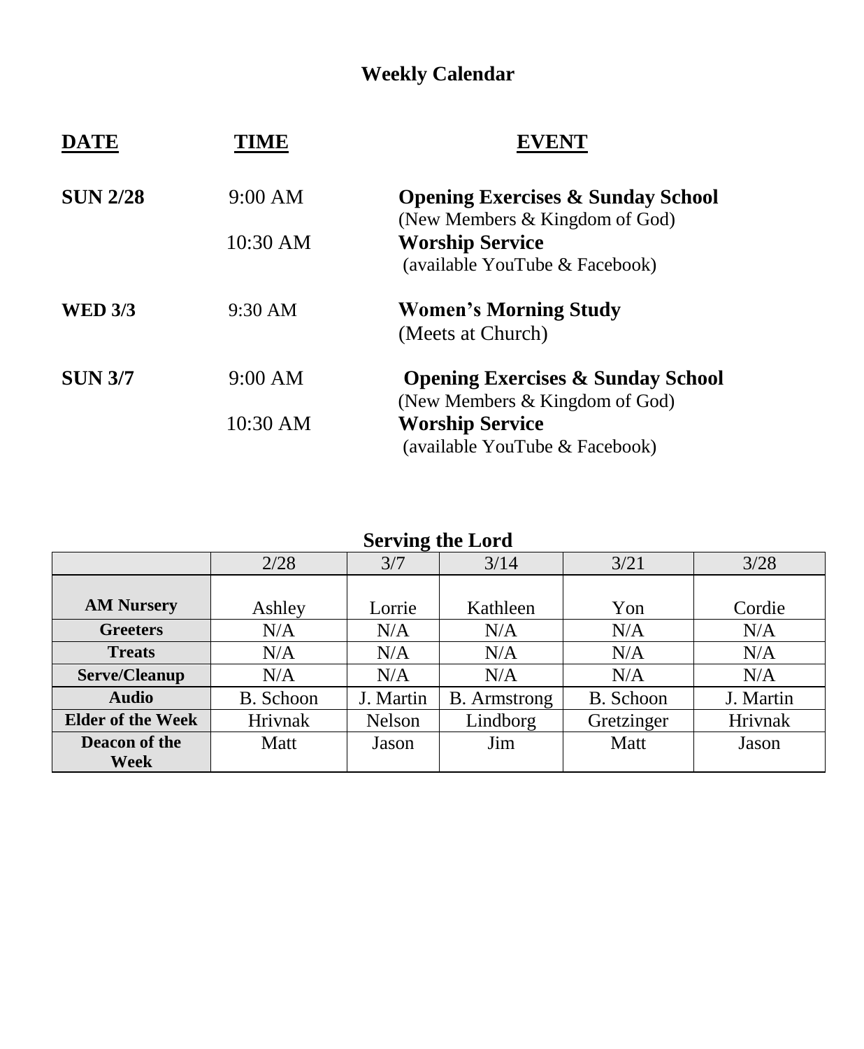# Weekly Calendar

| DATE | TIME | EVENT |
|---|---|---|
| **SUN 2/28** | 9:00 AM | **Opening Exercises & Sunday School** (New Members & Kingdom of God) |
| | 10:30 AM | **Worship Service** (available YouTube & Facebook) |
| **WED 3/3** | 9:30 AM | **Women's Morning Study** (Meets at Church) |
| **SUN 3/7** | 9:00 AM | **Opening Exercises & Sunday School** (New Members & Kingdom of God) |
| | 10:30 AM | **Worship Service** (available YouTube & Facebook) |

## Serving the Lord

| | 2/28 | 3/7 | 3/14 | 3/21 | 3/28 |
|---|---|---|---|---|---|
| **AM Nursery** | Ashley | Lorrie | Kathleen | Yon | Cordie |
| **Greeters** | N/A | N/A | N/A | N/A | N/A |
| **Treats** | N/A | N/A | N/A | N/A | N/A |
| **Serve/Cleanup** | N/A | N/A | N/A | N/A | N/A |
| **Audio** | B. Schoon | J. Martin | B. Armstrong | B. Schoon | J. Martin |
| **Elder of the Week** | Hrivnak | Nelson | Lindborg | Gretzinger | Hrivnak |
| **Deacon of the Week** | Matt | Jason | Jim | Matt | Jason |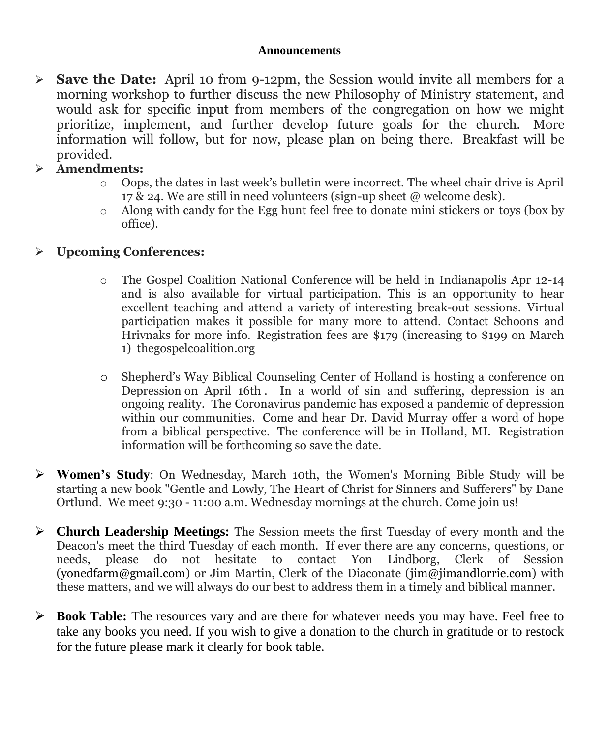**Announcements**

- **Save the Date:** April 10 from 9-12pm, the Session would invite all members for a morning workshop to further discuss the new Philosophy of Ministry statement, and would ask for specific input from members of the congregation on how we might prioritize, implement, and further develop future goals for the church. More information will follow, but for now, please plan on being there. Breakfast will be provided.
- **Amendments:**
  - Oops, the dates in last week's bulletin were incorrect. The wheel chair drive is April 17 & 24. We are still in need volunteers (sign-up sheet @ welcome desk).
  - Along with candy for the Egg hunt feel free to donate mini stickers or toys (box by office).
- **Upcoming Conferences:**
  - The Gospel Coalition National Conference will be held in Indianapolis Apr 12-14 and is also available for virtual participation. This is an opportunity to hear excellent teaching and attend a variety of interesting break-out sessions. Virtual participation makes it possible for many more to attend. Contact Schoons and Hrivnaks for more info. Registration fees are $179 (increasing to $199 on March 1) thegospelcoalition.org
  - Shepherd's Way Biblical Counseling Center of Holland is hosting a conference on Depression on April 16th . In a world of sin and suffering, depression is an ongoing reality. The Coronavirus pandemic has exposed a pandemic of depression within our communities. Come and hear Dr. David Murray offer a word of hope from a biblical perspective. The conference will be in Holland, MI. Registration information will be forthcoming so save the date.
- **Women's Study**: On Wednesday, March 10th, the Women's Morning Bible Study will be starting a new book "Gentle and Lowly, The Heart of Christ for Sinners and Sufferers" by Dane Ortlund. We meet 9:30 - 11:00 a.m. Wednesday mornings at the church. Come join us!
- **Church Leadership Meetings:** The Session meets the first Tuesday of every month and the Deacon's meet the third Tuesday of each month. If ever there are any concerns, questions, or needs, please do not hesitate to contact Yon Lindborg, Clerk of Session (yonedfarm@gmail.com) or Jim Martin, Clerk of the Diaconate (jim@jimandlorrie.com) with these matters, and we will always do our best to address them in a timely and biblical manner.
- **Book Table:** The resources vary and are there for whatever needs you may have. Feel free to take any books you need. If you wish to give a donation to the church in gratitude or to restock for the future please mark it clearly for book table.